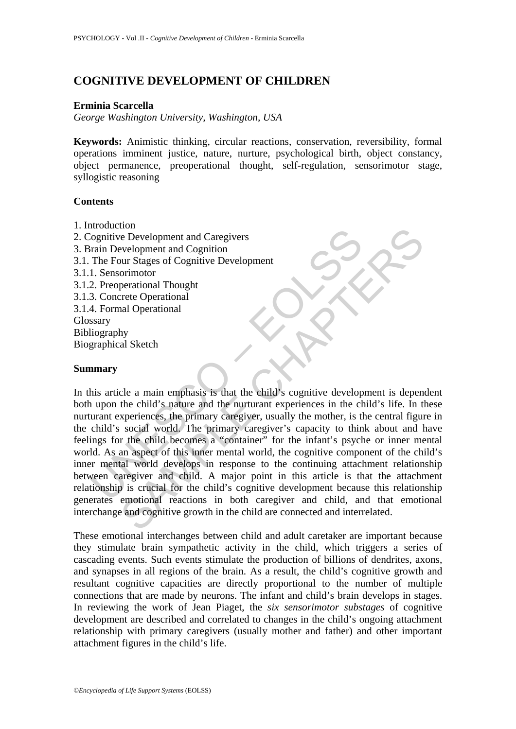# COGNITIVE DEVELOPMENT OF CHILDREN

**Erminia Scarcella**

*George Washington University, Washington, USA*

**Keywords:** Animistic thinking, circular reactions, conservation, reversibility, formal operations imminent justice, nature, nurture, psychological birth, object constancy, object permanence, preoperational thought, self-regulation, sensorimotor stage, syllogistic reasoning

**Contents**

1. Introduction
2. Cognitive Development and Caregivers
3. Brain Development and Cognition
3.1. The Four Stages of Cognitive Development
3.1.1. Sensorimotor
3.1.2. Preoperational Thought
3.1.3. Concrete Operational
3.1.4. Formal Operational

Glossary
Bibliography
Biographical Sketch

**Summary**

In this article a main emphasis is that the child's cognitive development is dependent both upon the child's nature and the nurturant experiences in the child's life. In these nurturant experiences, the primary caregiver, usually the mother, is the central figure in the child's social world. The primary caregiver's capacity to think about and have feelings for the child becomes a "container" for the infant's psyche or inner mental world. As an aspect of this inner mental world, the cognitive component of the child's inner mental world develops in response to the continuing attachment relationship between caregiver and child. A major point in this article is that the attachment relationship is crucial for the child's cognitive development because this relationship generates emotional reactions in both caregiver and child, and that emotional interchange and cognitive growth in the child are connected and interrelated.

These emotional interchanges between child and adult caretaker are important because they stimulate brain sympathetic activity in the child, which triggers a series of cascading events. Such events stimulate the production of billions of dendrites, axons, and synapses in all regions of the brain. As a result, the child's cognitive growth and resultant cognitive capacities are directly proportional to the number of multiple connections that are made by neurons. The infant and child's brain develops in stages. In reviewing the work of Jean Piaget, the *six sensorimotor substages* of cognitive development are described and correlated to changes in the child's ongoing attachment relationship with primary caregivers (usually mother and father) and other important attachment figures in the child's life.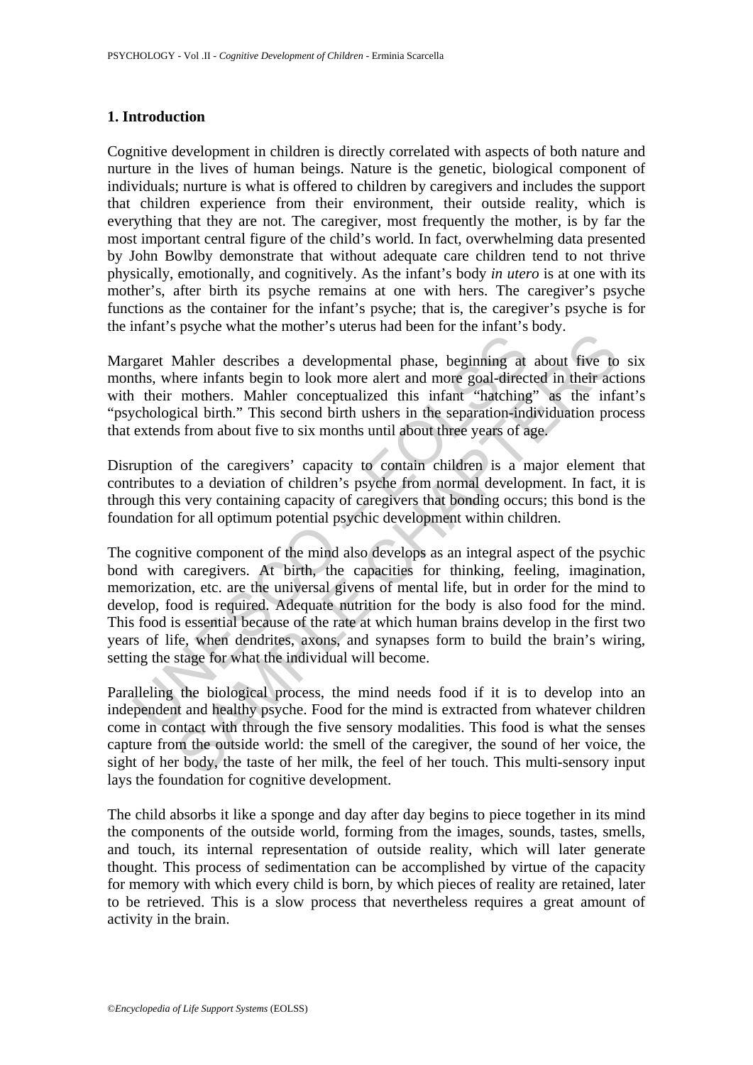## 1. Introduction

Cognitive development in children is directly correlated with aspects of both nature and nurture in the lives of human beings. Nature is the genetic, biological component of individuals; nurture is what is offered to children by caregivers and includes the support that children experience from their environment, their outside reality, which is everything that they are not. The caregiver, most frequently the mother, is by far the most important central figure of the child's world. In fact, overwhelming data presented by John Bowlby demonstrate that without adequate care children tend to not thrive physically, emotionally, and cognitively. As the infant's body *in utero* is at one with its mother's, after birth its psyche remains at one with hers. The caregiver's psyche functions as the container for the infant's psyche; that is, the caregiver's psyche is for the infant's psyche what the mother's uterus had been for the infant's body.

Margaret Mahler describes a developmental phase, beginning at about five to six months, where infants begin to look more alert and more goal-directed in their actions with their mothers. Mahler conceptualized this infant "hatching" as the infant's "psychological birth." This second birth ushers in the separation-individuation process that extends from about five to six months until about three years of age.

Disruption of the caregivers' capacity to contain children is a major element that contributes to a deviation of children's psyche from normal development. In fact, it is through this very containing capacity of caregivers that bonding occurs; this bond is the foundation for all optimum potential psychic development within children.

The cognitive component of the mind also develops as an integral aspect of the psychic bond with caregivers. At birth, the capacities for thinking, feeling, imagination, memorization, etc. are the universal givens of mental life, but in order for the mind to develop, food is required. Adequate nutrition for the body is also food for the mind. This food is essential because of the rate at which human brains develop in the first two years of life, when dendrites, axons, and synapses form to build the brain's wiring, setting the stage for what the individual will become.

Paralleling the biological process, the mind needs food if it is to develop into an independent and healthy psyche. Food for the mind is extracted from whatever children come in contact with through the five sensory modalities. This food is what the senses capture from the outside world: the smell of the caregiver, the sound of her voice, the sight of her body, the taste of her milk, the feel of her touch. This multi-sensory input lays the foundation for cognitive development.

The child absorbs it like a sponge and day after day begins to piece together in its mind the components of the outside world, forming from the images, sounds, tastes, smells, and touch, its internal representation of outside reality, which will later generate thought. This process of sedimentation can be accomplished by virtue of the capacity for memory with which every child is born, by which pieces of reality are retained, later to be retrieved. This is a slow process that nevertheless requires a great amount of activity in the brain.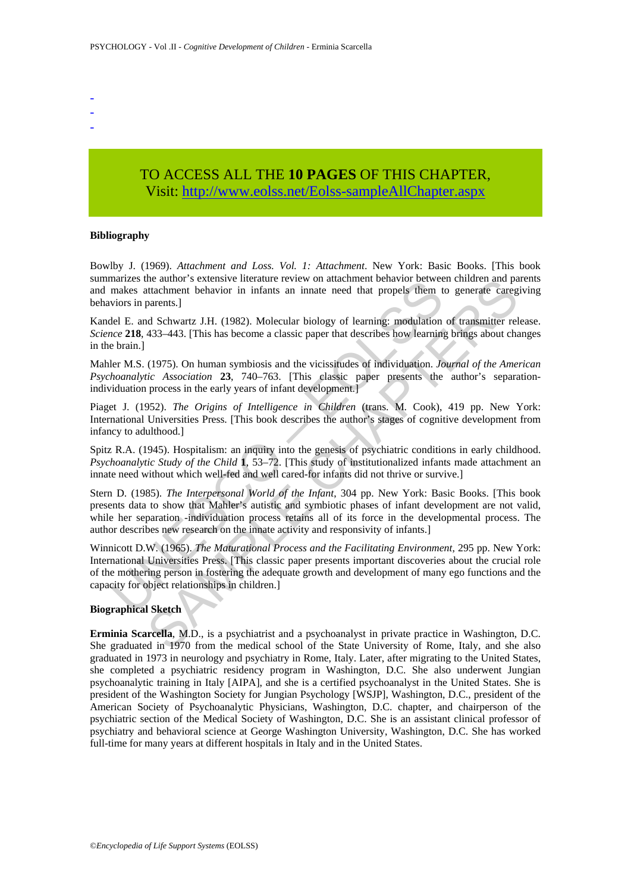-
-
-

TO ACCESS ALL THE **10 PAGES** OF THIS CHAPTER,
Visit: http://www.eolss.net/Eolss-sampleAllChapter.aspx

**Bibliography**

Bowlby J. (1969). *Attachment and Loss. Vol. 1: Attachment*. New York: Basic Books. [This book summarizes the author's extensive literature review on attachment behavior between children and parents and makes attachment behavior in infants an innate need that propels them to generate caregiving behaviors in parents.]

Kandel E. and Schwartz J.H. (1982). Molecular biology of learning: modulation of transmitter release. *Science* **218**, 433–443. [This has become a classic paper that describes how learning brings about changes in the brain.]

Mahler M.S. (1975). On human symbiosis and the vicissitudes of individuation. *Journal of the American Psychoanalytic Association* **23**, 740–763. [This classic paper presents the author's separation-individuation process in the early years of infant development.]

Piaget J. (1952). *The Origins of Intelligence in Children* (trans. M. Cook), 419 pp. New York: International Universities Press. [This book describes the author's stages of cognitive development from infancy to adulthood.]

Spitz R.A. (1945). Hospitalism: an inquiry into the genesis of psychiatric conditions in early childhood. *Psychoanalytic Study of the Child* **1**, 53–72. [This study of institutionalized infants made attachment an innate need without which well-fed and well cared-for infants did not thrive or survive.]

Stern D. (1985). *The Interpersonal World of the Infant*, 304 pp. New York: Basic Books. [This book presents data to show that Mahler's autistic and symbiotic phases of infant development are not valid, while her separation -individuation process retains all of its force in the developmental process. The author describes new research on the innate activity and responsivity of infants.]

Winnicott D.W. (1965). *The Maturational Process and the Facilitating Environment*, 295 pp. New York: International Universities Press. [This classic paper presents important discoveries about the crucial role of the mothering person in fostering the adequate growth and development of many ego functions and the capacity for object relationships in children.]

**Biographical Sketch**

**Erminia Scarcella**, M.D., is a psychiatrist and a psychoanalyst in private practice in Washington, D.C. She graduated in 1970 from the medical school of the State University of Rome, Italy, and she also graduated in 1973 in neurology and psychiatry in Rome, Italy. Later, after migrating to the United States, she completed a psychiatric residency program in Washington, D.C. She also underwent Jungian psychoanalytic training in Italy [AIPA], and she is a certified psychoanalyst in the United States. She is president of the Washington Society for Jungian Psychology [WSJP], Washington, D.C., president of the American Society of Psychoanalytic Physicians, Washington, D.C. chapter, and chairperson of the psychiatric section of the Medical Society of Washington, D.C. She is an assistant clinical professor of psychiatry and behavioral science at George Washington University, Washington, D.C. She has worked full-time for many years at different hospitals in Italy and in the United States.